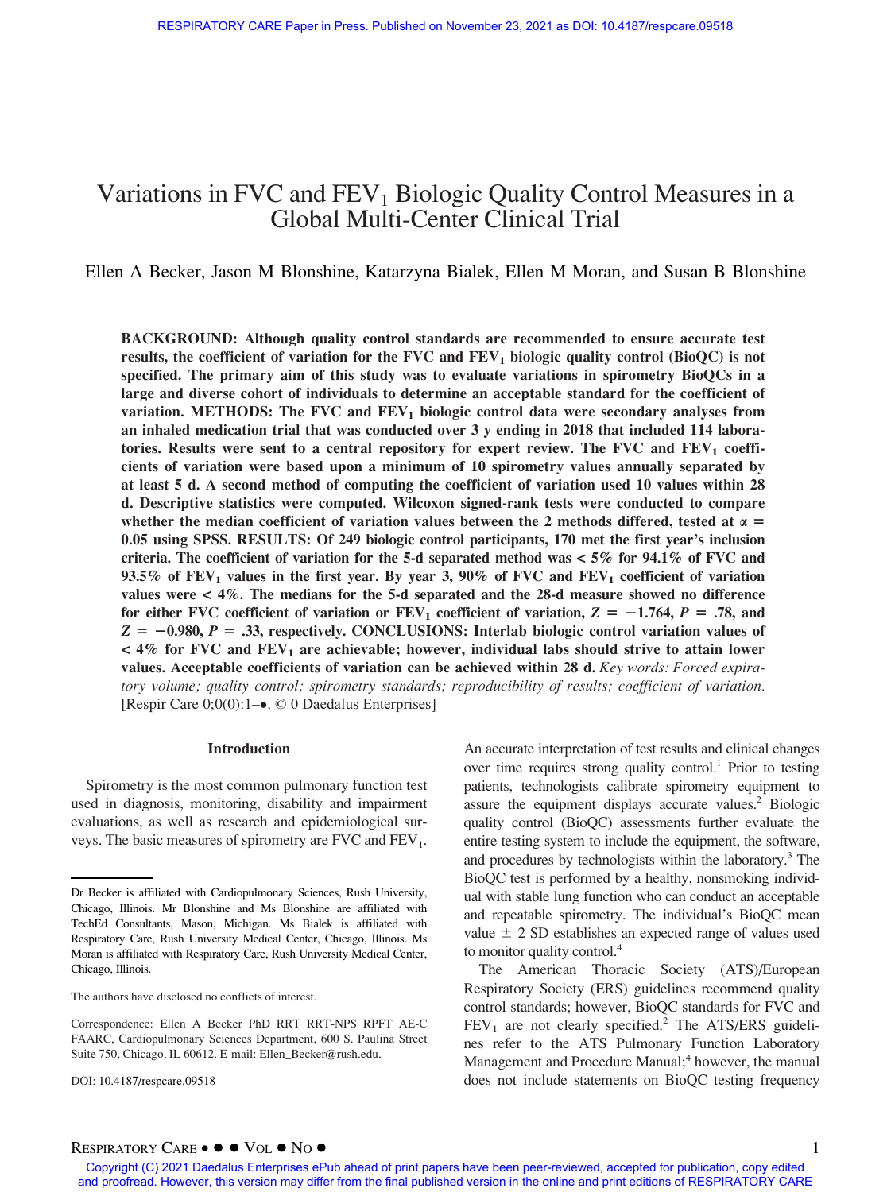# Variations in FVC and $FEV_1$ Biologic Quality Control Measures in a Global Multi-Center Clinical Trial

Ellen A Becker, Jason M Blonshine, Katarzyna Bialek, Ellen M Moran, and Susan B Blonshine

**BACKGROUND: Although quality control standards are recommended to ensure accurate test results, the coefficient of variation for the FVC and $FEV_1$ biologic quality control (BioQC) is not specified. The primary aim of this study was to evaluate variations in spirometry BioQCs in a large and diverse cohort of individuals to determine an acceptable standard for the coefficient of variation. METHODS: The FVC and $FEV_1$ biologic control data were secondary analyses from an inhaled medication trial that was conducted over 3 y ending in 2018 that included 114 laboratories. Results were sent to a central repository for expert review. The FVC and $FEV_1$ coefficients of variation were based upon a minimum of 10 spirometry values annually separated by at least 5 d. A second method of computing the coefficient of variation used 10 values within 28 d. Descriptive statistics were computed. Wilcoxon signed-rank tests were conducted to compare whether the median coefficient of variation values between the 2 methods differed, tested at $\alpha = 0.05$ using SPSS. RESULTS: Of 249 biologic control participants, 170 met the first year's inclusion criteria. The coefficient of variation for the 5-d separated method was < 5% for 94.1% of FVC and 93.5% of $FEV_1$ values in the first year. By year 3, 90% of FVC and $FEV_1$ coefficient of variation values were < 4%. The medians for the 5-d separated and the 28-d measure showed no difference for either FVC coefficient of variation or $FEV_1$ coefficient of variation, $Z = -1.764$, $P = .78$, and $Z = -0.980$, $P = .33$, respectively. CONCLUSIONS: Interlab biologic control variation values of < 4% for FVC and $FEV_1$ are achievable; however, individual labs should strive to attain lower values. Acceptable coefficients of variation can be achieved within 28 d.** *Key words: Forced expiratory volume; quality control; spirometry standards; reproducibility of results; coefficient of variation.* [Respir Care 0;0(0):1–●. © 0 Daedalus Enterprises]

## Introduction

Spirometry is the most common pulmonary function test used in diagnosis, monitoring, disability and impairment evaluations, as well as research and epidemiological surveys. The basic measures of spirometry are FVC and $FEV_1$. An accurate interpretation of test results and clinical changes over time requires strong quality control.[1] Prior to testing patients, technologists calibrate spirometry equipment to assure the equipment displays accurate values.[2] Biologic quality control (BioQC) assessments further evaluate the entire testing system to include the equipment, the software, and procedures by technologists within the laboratory.[3] The BioQC test is performed by a healthy, nonsmoking individual with stable lung function who can conduct an acceptable and repeatable spirometry. The individual's BioQC mean value ± 2 SD establishes an expected range of values used to monitor quality control.[4]

The American Thoracic Society (ATS)/European Respiratory Society (ERS) guidelines recommend quality control standards; however, BioQC standards for FVC and $FEV_1$ are not clearly specified.[2] The ATS/ERS guidelines refer to the ATS Pulmonary Function Laboratory Management and Procedure Manual;[4] however, the manual does not include statements on BioQC testing frequency

---

Dr Becker is affiliated with Cardiopulmonary Sciences, Rush University, Chicago, Illinois. Mr Blonshine and Ms Blonshine are affiliated with TechEd Consultants, Mason, Michigan. Ms Bialek is affiliated with Respiratory Care, Rush University Medical Center, Chicago, Illinois. Ms Moran is affiliated with Respiratory Care, Rush University Medical Center, Chicago, Illinois.

The authors have disclosed no conflicts of interest.

Correspondence: Ellen A Becker PhD RRT RRT-NPS RPFT AE-C FAARC, Cardiopulmonary Sciences Department, 600 S. Paulina Street Suite 750, Chicago, IL 60612. E-mail: Ellen_Becker@rush.edu.

DOI: 10.4187/respcare.09518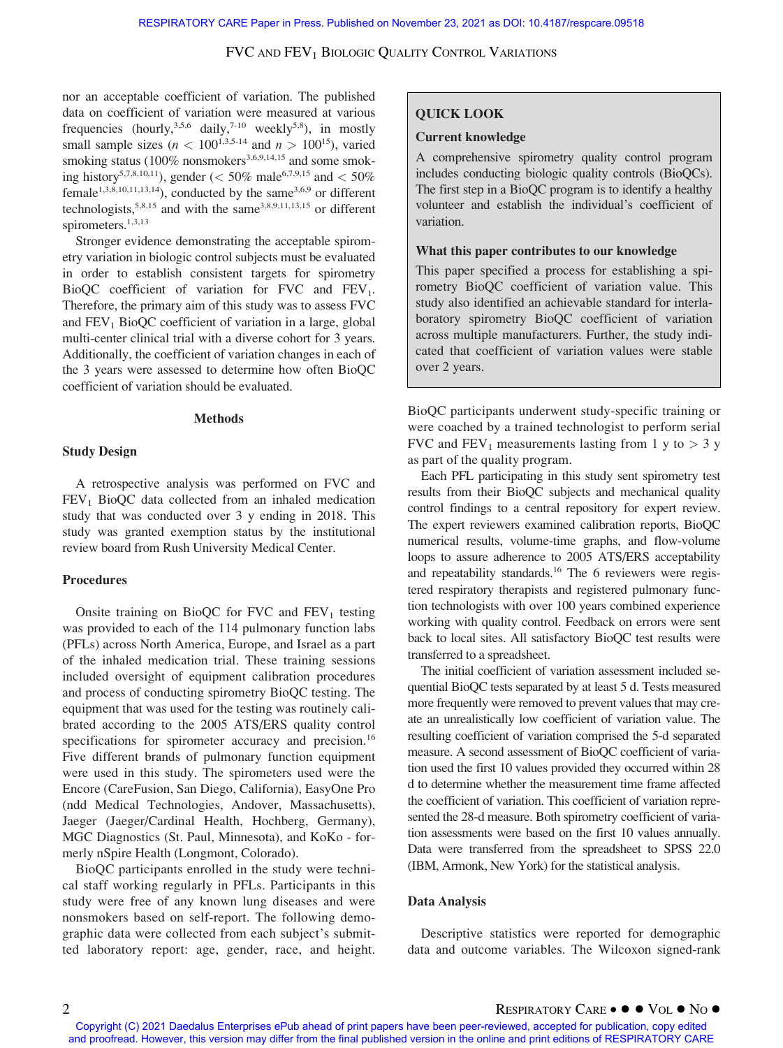nor an acceptable coefficient of variation. The published data on coefficient of variation were measured at various frequencies (hourly,[3,5,6] daily,[7-10] weekly[5,8]), in mostly small sample sizes ($n < 100$[1,3,5-14] and $n > 100$[15]), varied smoking status (100% nonsmokers[3,6,9,14,15] and some smoking history[5,7,8,10,11]), gender (< 50% male[6,7,9,15] and < 50% female[1,3,8,10,11,13,14]), conducted by the same[3,6,9] or different technologists,[5,8,15] and with the same[3,8,9,11,13,15] or different spirometers.[1,3,13]

Stronger evidence demonstrating the acceptable spirometry variation in biologic control subjects must be evaluated in order to establish consistent targets for spirometry BioQC coefficient of variation for FVC and $FEV_1$. Therefore, the primary aim of this study was to assess FVC and $FEV_1$ BioQC coefficient of variation in a large, global multi-center clinical trial with a diverse cohort for 3 years. Additionally, the coefficient of variation changes in each of the 3 years were assessed to determine how often BioQC coefficient of variation should be evaluated.

> **QUICK LOOK**
>
> **Current knowledge**
>
> A comprehensive spirometry quality control program includes conducting biologic quality controls (BioQCs). The first step in a BioQC program is to identify a healthy volunteer and establish the individual's coefficient of variation.
>
> **What this paper contributes to our knowledge**
>
> This paper specified a process for establishing a spirometry BioQC coefficient of variation value. This study also identified an achievable standard for interlaboratory spirometry BioQC coefficient of variation across multiple manufacturers. Further, the study indicated that coefficient of variation values were stable over 2 years.

## Methods

### Study Design

A retrospective analysis was performed on FVC and $FEV_1$ BioQC data collected from an inhaled medication study that was conducted over 3 y ending in 2018. This study was granted exemption status by the institutional review board from Rush University Medical Center.

### Procedures

Onsite training on BioQC for FVC and $FEV_1$ testing was provided to each of the 114 pulmonary function labs (PFLs) across North America, Europe, and Israel as a part of the inhaled medication trial. These training sessions included oversight of equipment calibration procedures and process of conducting spirometry BioQC testing. The equipment that was used for the testing was routinely calibrated according to the 2005 ATS/ERS quality control specifications for spirometer accuracy and precision.[16] Five different brands of pulmonary function equipment were used in this study. The spirometers used were the Encore (CareFusion, San Diego, California), EasyOne Pro (ndd Medical Technologies, Andover, Massachusetts), Jaeger (Jaeger/Cardinal Health, Hochberg, Germany), MGC Diagnostics (St. Paul, Minnesota), and KoKo - formerly nSpire Health (Longmont, Colorado).

BioQC participants enrolled in the study were technical staff working regularly in PFLs. Participants in this study were free of any known lung diseases and were nonsmokers based on self-report. The following demographic data were collected from each subject's submitted laboratory report: age, gender, race, and height. BioQC participants underwent study-specific training or were coached by a trained technologist to perform serial FVC and $FEV_1$ measurements lasting from 1 y to > 3 y as part of the quality program.

Each PFL participating in this study sent spirometry test results from their BioQC subjects and mechanical quality control findings to a central repository for expert review. The expert reviewers examined calibration reports, BioQC numerical results, volume-time graphs, and flow-volume loops to assure adherence to 2005 ATS/ERS acceptability and repeatability standards.[16] The 6 reviewers were registered respiratory therapists and registered pulmonary function technologists with over 100 years combined experience working with quality control. Feedback on errors were sent back to local sites. All satisfactory BioQC test results were transferred to a spreadsheet.

The initial coefficient of variation assessment included sequential BioQC tests separated by at least 5 d. Tests measured more frequently were removed to prevent values that may create an unrealistically low coefficient of variation value. The resulting coefficient of variation comprised the 5-d separated measure. A second assessment of BioQC coefficient of variation used the first 10 values provided they occurred within 28 d to determine whether the measurement time frame affected the coefficient of variation. This coefficient of variation represented the 28-d measure. Both spirometry coefficient of variation assessments were based on the first 10 values annually. Data were transferred from the spreadsheet to SPSS 22.0 (IBM, Armonk, New York) for the statistical analysis.

### Data Analysis

Descriptive statistics were reported for demographic data and outcome variables. The Wilcoxon signed-rank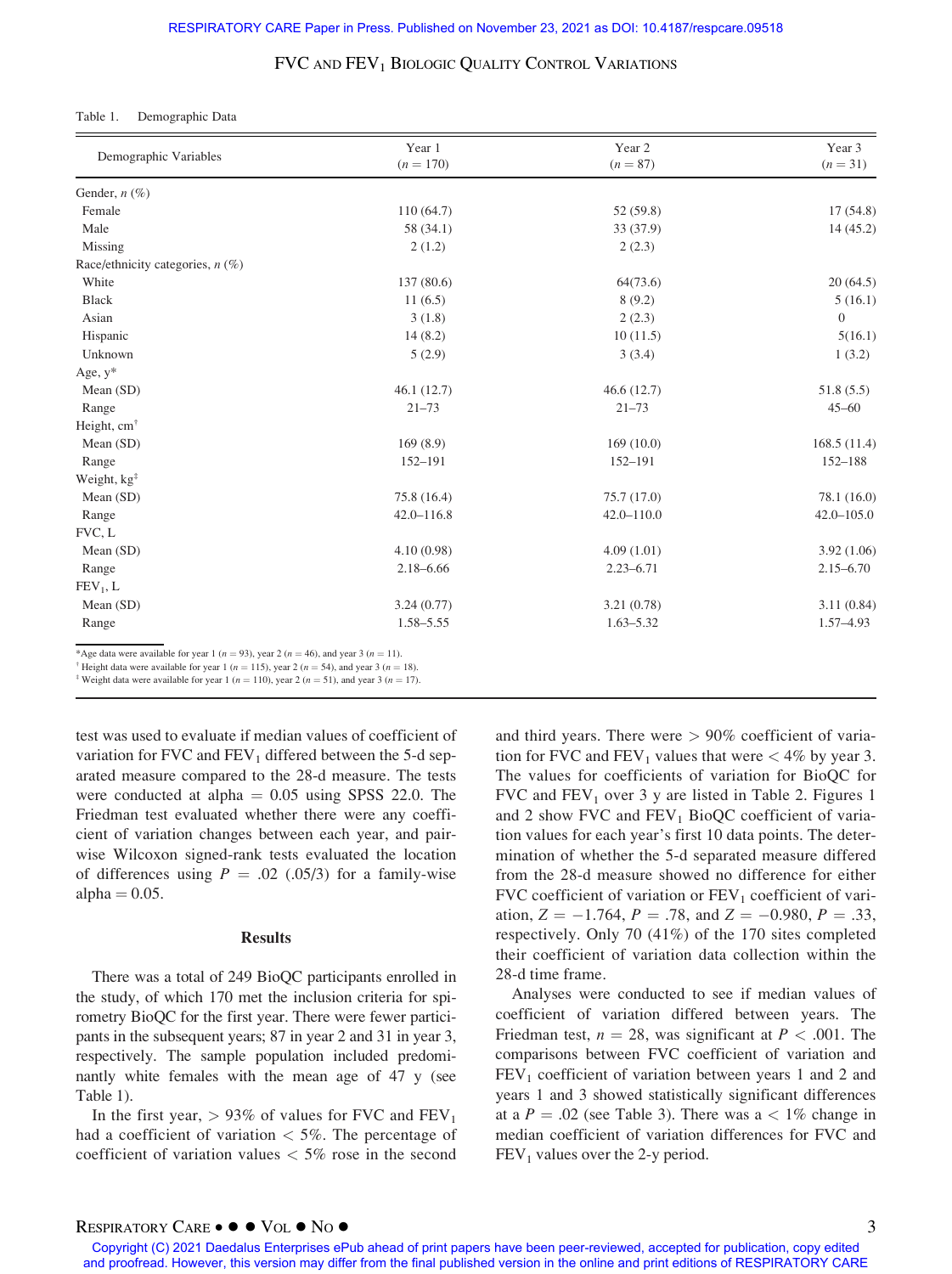Table 1. Demographic Data

| Demographic Variables | Year 1 ($n$ = 170) | Year 2 ($n$ = 87) | Year 3 ($n$ = 31) |
|---|---|---|---|
| Gender, $n$ (%) | | | |
| Female | 110 (64.7) | 52 (59.8) | 17 (54.8) |
| Male | 58 (34.1) | 33 (37.9) | 14 (45.2) |
| Missing | 2 (1.2) | 2 (2.3) | |
| Race/ethnicity categories, $n$ (%) | | | |
| White | 137 (80.6) | 64(73.6) | 20 (64.5) |
| Black | 11 (6.5) | 8 (9.2) | 5 (16.1) |
| Asian | 3 (1.8) | 2 (2.3) | 0 |
| Hispanic | 14 (8.2) | 10 (11.5) | 5(16.1) |
| Unknown | 5 (2.9) | 3 (3.4) | 1 (3.2) |
| Age, y* | | | |
| Mean (SD) | 46.1 (12.7) | 46.6 (12.7) | 51.8 (5.5) |
| Range | 21–73 | 21–73 | 45–60 |
| Height, cm† | | | |
| Mean (SD) | 169 (8.9) | 169 (10.0) | 168.5 (11.4) |
| Range | 152–191 | 152–191 | 152–188 |
| Weight, kg‡ | | | |
| Mean (SD) | 75.8 (16.4) | 75.7 (17.0) | 78.1 (16.0) |
| Range | 42.0–116.8 | 42.0–110.0 | 42.0–105.0 |
| FVC, L | | | |
| Mean (SD) | 4.10 (0.98) | 4.09 (1.01) | 3.92 (1.06) |
| Range | 2.18–6.66 | 2.23–6.71 | 2.15–6.70 |
| $FEV_1$, L | | | |
| Mean (SD) | 3.24 (0.77) | 3.21 (0.78) | 3.11 (0.84) |
| Range | 1.58–5.55 | 1.63–5.32 | 1.57–4.93 |

*Age data were available for year 1 ($n$ = 93), year 2 ($n$ = 46), and year 3 ($n$ = 11).
† Height data were available for year 1 ($n$ = 115), year 2 ($n$ = 54), and year 3 ($n$ = 18).
‡ Weight data were available for year 1 ($n$ = 110), year 2 ($n$ = 51), and year 3 ($n$ = 17).

test was used to evaluate if median values of coefficient of variation for FVC and $FEV_1$ differed between the 5-d separated measure compared to the 28-d measure. The tests were conducted at alpha = 0.05 using SPSS 22.0. The Friedman test evaluated whether there were any coefficient of variation changes between each year, and pairwise Wilcoxon signed-rank tests evaluated the location of differences using $P$ = .02 (.05/3) for a family-wise alpha = 0.05.

## Results

There was a total of 249 BioQC participants enrolled in the study, of which 170 met the inclusion criteria for spirometry BioQC for the first year. There were fewer participants in the subsequent years; 87 in year 2 and 31 in year 3, respectively. The sample population included predominantly white females with the mean age of 47 y (see Table 1).

In the first year, > 93% of values for FVC and $FEV_1$ had a coefficient of variation < 5%. The percentage of coefficient of variation values < 5% rose in the second and third years. There were > 90% coefficient of variation for FVC and $FEV_1$ values that were < 4% by year 3. The values for coefficients of variation for BioQC for FVC and $FEV_1$ over 3 y are listed in Table 2. Figures 1 and 2 show FVC and $FEV_1$ BioQC coefficient of variation values for each year's first 10 data points. The determination of whether the 5-d separated measure differed from the 28-d measure showed no difference for either FVC coefficient of variation or $FEV_1$ coefficient of variation, $Z = -1.764$, $P$ = .78, and $Z = -0.980$, $P$ = .33, respectively. Only 70 (41%) of the 170 sites completed their coefficient of variation data collection within the 28-d time frame.

Analyses were conducted to see if median values of coefficient of variation differed between years. The Friedman test, $n$ = 28, was significant at $P$ < .001. The comparisons between FVC coefficient of variation and $FEV_1$ coefficient of variation between years 1 and 2 and years 1 and 3 showed statistically significant differences at a $P$ = .02 (see Table 3). There was a < 1% change in median coefficient of variation differences for FVC and $FEV_1$ values over the 2-y period.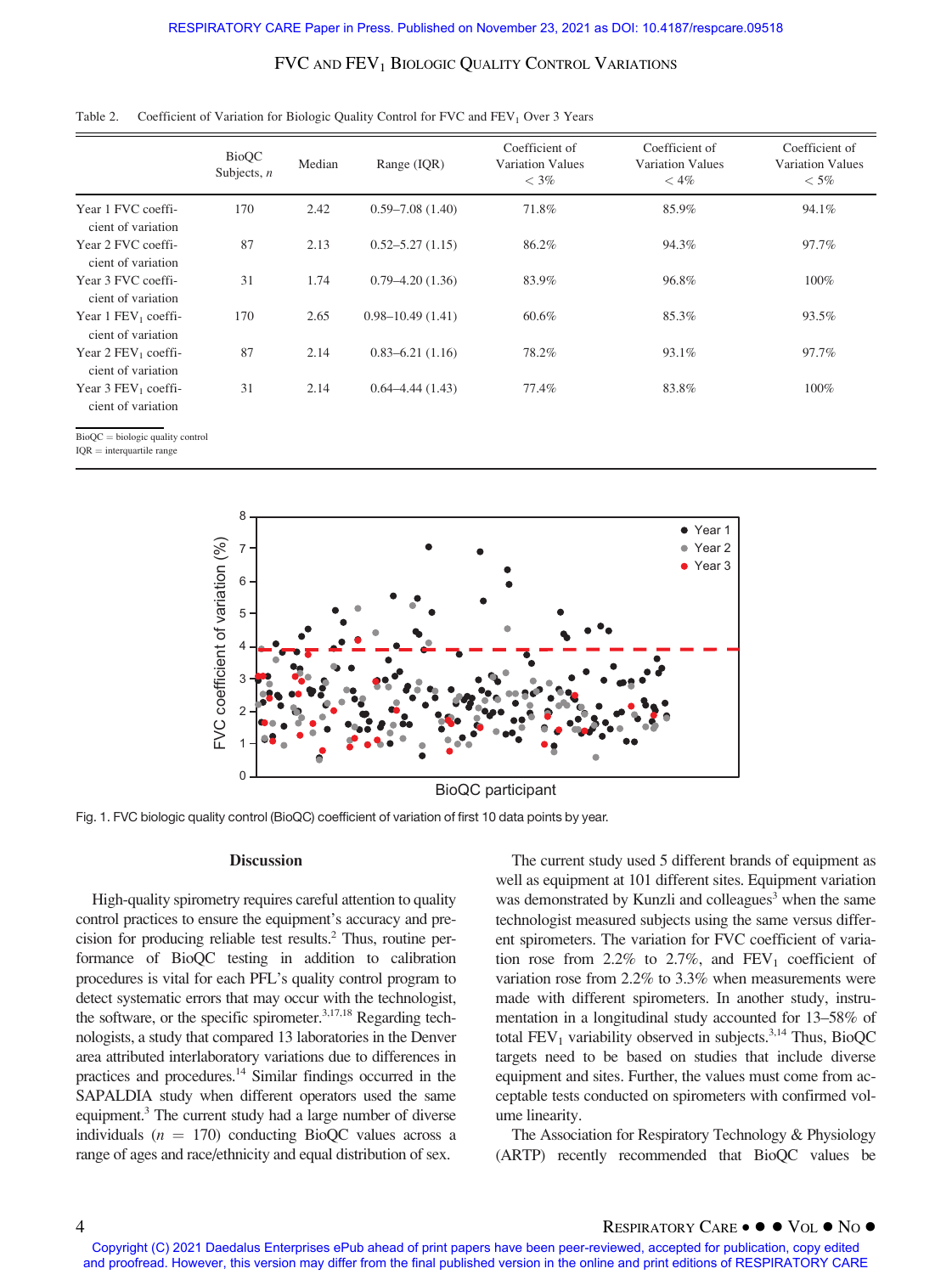Table 2. Coefficient of Variation for Biologic Quality Control for FVC and $FEV_1$ Over 3 Years

| | BioQC Subjects, n | Median | Range (IQR) | Coefficient of Variation Values < 3% | Coefficient of Variation Values < 4% | Coefficient of Variation Values < 5% |
|---|---|---|---|---|---|---|
| Year 1 FVC coefficient of variation | 170 | 2.42 | 0.59–7.08 (1.40) | 71.8% | 85.9% | 94.1% |
| Year 2 FVC coefficient of variation | 87 | 2.13 | 0.52–5.27 (1.15) | 86.2% | 94.3% | 97.7% |
| Year 3 FVC coefficient of variation | 31 | 1.74 | 0.79–4.20 (1.36) | 83.9% | 96.8% | 100% |
| Year 1 $FEV_1$ coefficient of variation | 170 | 2.65 | 0.98–10.49 (1.41) | 60.6% | 85.3% | 93.5% |
| Year 2 $FEV_1$ coefficient of variation | 87 | 2.14 | 0.83–6.21 (1.16) | 78.2% | 93.1% | 97.7% |
| Year 3 $FEV_1$ coefficient of variation | 31 | 2.14 | 0.64–4.44 (1.43) | 77.4% | 83.8% | 100% |

BioQC = biologic quality control
IQR = interquartile range

Fig. 1. FVC biologic quality control (BioQC) coefficient of variation of first 10 data points by year.

## Discussion

High-quality spirometry requires careful attention to quality control practices to ensure the equipment's accuracy and precision for producing reliable test results.[2] Thus, routine performance of BioQC testing in addition to calibration procedures is vital for each PFL's quality control program to detect systematic errors that may occur with the technologist, the software, or the specific spirometer.[3,17,18] Regarding technologists, a study that compared 13 laboratories in the Denver area attributed interlaboratory variations due to differences in practices and procedures.[14] Similar findings occurred in the SAPALDIA study when different operators used the same equipment.[3] The current study had a large number of diverse individuals ($n = 170$) conducting BioQC values across a range of ages and race/ethnicity and equal distribution of sex.

The current study used 5 different brands of equipment as well as equipment at 101 different sites. Equipment variation was demonstrated by Kunzli and colleagues[3] when the same technologist measured subjects using the same versus different spirometers. The variation for FVC coefficient of variation rose from 2.2% to 2.7%, and $FEV_1$ coefficient of variation rose from 2.2% to 3.3% when measurements were made with different spirometers. In another study, instrumentation in a longitudinal study accounted for 13–58% of total $FEV_1$ variability observed in subjects.[3,14] Thus, BioQC targets need to be based on studies that include diverse equipment and sites. Further, the values must come from acceptable tests conducted on spirometers with confirmed volume linearity.

The Association for Respiratory Technology & Physiology (ARTP) recently recommended that BioQC values be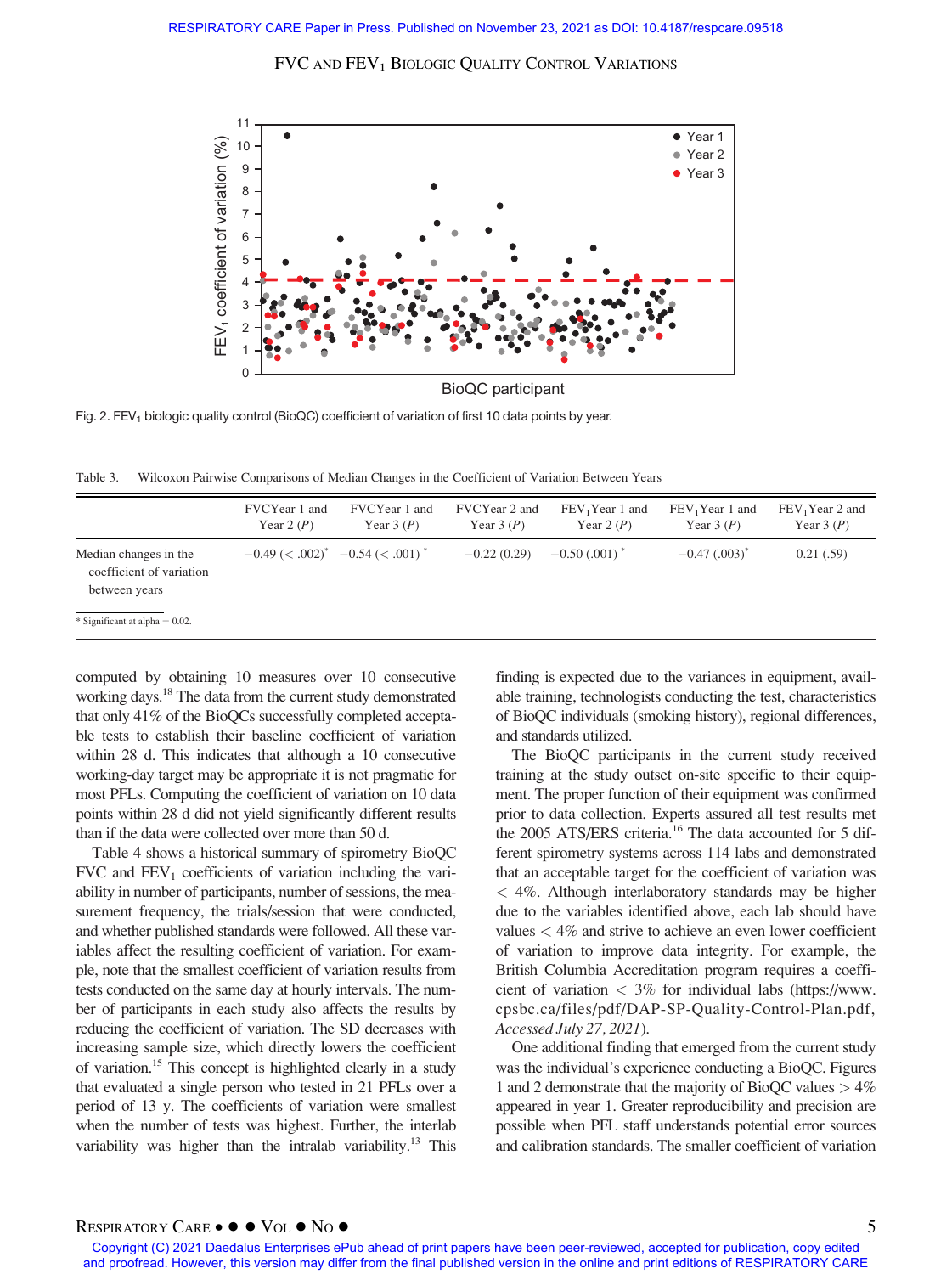Fig. 2. $FEV_1$ biologic quality control (BioQC) coefficient of variation of first 10 data points by year.

Table 3. Wilcoxon Pairwise Comparisons of Median Changes in the Coefficient of Variation Between Years

| | FVCYear 1 and Year 2 (*P*) | FVCYear 1 and Year 3 (*P*) | FVCYear 2 and Year 3 (*P*) | $FEV_1$Year 1 and Year 2 (*P*) | $FEV_1$Year 1 and Year 3 (*P*) | $FEV_1$Year 2 and Year 3 (*P*) |
|---|---|---|---|---|---|---|
| Median changes in the coefficient of variation between years | −0.49 (< .002)* | −0.54 (< .001)* | −0.22 (0.29) | −0.50 (.001)* | −0.47 (.003)* | 0.21 (.59) |

\* Significant at alpha = 0.02.

computed by obtaining 10 measures over 10 consecutive working days.[18] The data from the current study demonstrated that only 41% of the BioQCs successfully completed acceptable tests to establish their baseline coefficient of variation within 28 d. This indicates that although a 10 consecutive working-day target may be appropriate it is not pragmatic for most PFLs. Computing the coefficient of variation on 10 data points within 28 d did not yield significantly different results than if the data were collected over more than 50 d.

Table 4 shows a historical summary of spirometry BioQC FVC and $FEV_1$ coefficients of variation including the variability in number of participants, number of sessions, the measurement frequency, the trials/session that were conducted, and whether published standards were followed. All these variables affect the resulting coefficient of variation. For example, note that the smallest coefficient of variation results from tests conducted on the same day at hourly intervals. The number of participants in each study also affects the results by reducing the coefficient of variation. The SD decreases with increasing sample size, which directly lowers the coefficient of variation.[15] This concept is highlighted clearly in a study that evaluated a single person who tested in 21 PFLs over a period of 13 y. The coefficients of variation were smallest when the number of tests was highest. Further, the interlab variability was higher than the intralab variability.[13] This finding is expected due to the variances in equipment, available training, technologists conducting the test, characteristics of BioQC individuals (smoking history), regional differences, and standards utilized.

The BioQC participants in the current study received training at the study outset on-site specific to their equipment. The proper function of their equipment was confirmed prior to data collection. Experts assured all test results met the 2005 ATS/ERS criteria.[16] The data accounted for 5 different spirometry systems across 114 labs and demonstrated that an acceptable target for the coefficient of variation was < 4%. Although interlaboratory standards may be higher due to the variables identified above, each lab should have values < 4% and strive to achieve an even lower coefficient of variation to improve data integrity. For example, the British Columbia Accreditation program requires a coefficient of variation < 3% for individual labs (https://www.cpsbc.ca/files/pdf/DAP-SP-Quality-Control-Plan.pdf, *Accessed July 27, 2021*).

One additional finding that emerged from the current study was the individual's experience conducting a BioQC. Figures 1 and 2 demonstrate that the majority of BioQC values > 4% appeared in year 1. Greater reproducibility and precision are possible when PFL staff understands potential error sources and calibration standards. The smaller coefficient of variation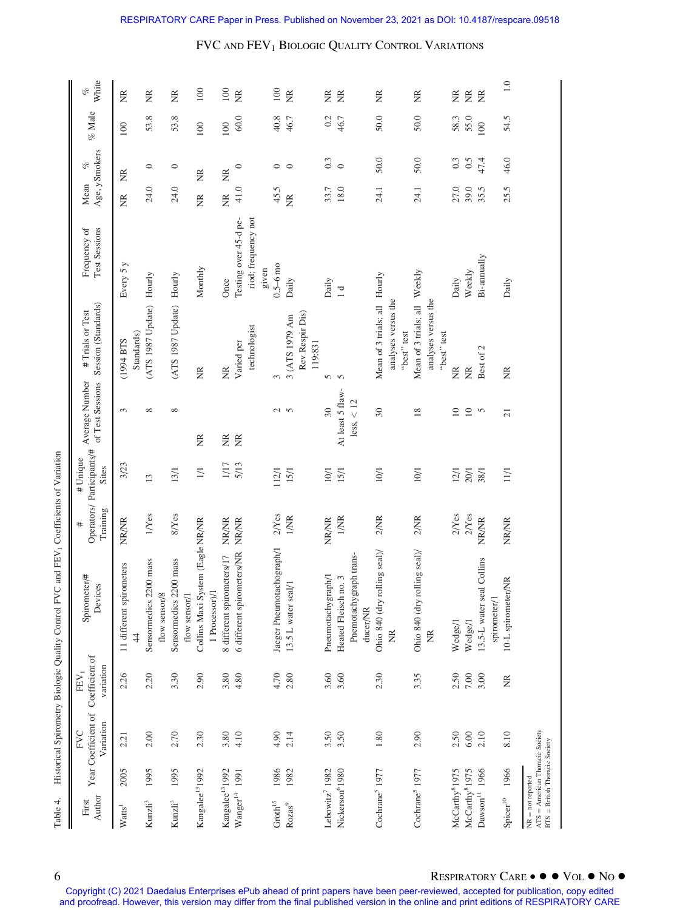Table 4. Historical Spirometry Biologic Quality Control FVC and $FEV_1$ Coefficients of Variation

| First Author | Year | FVC Coefficient of Variation | $FEV_1$ Coefficient of variation | Spirometer/# Devices | # Operators/ Training | # Unique Participants/# Sites | Average Number of Test Sessions | # Trials or Test Session (Standards) | Frequency of Test Sessions | Mean Age, y | % Smokers | % Male | % White |
|---|---|---|---|---|---|---|---|---|---|---|---|---|---|
| Watts[1] | 2005 | 2.21 | 2.26 | 11 different spirometers 44 | NR/NR | 3/23 | 3 | (1994 BTS Standards) | Every 5 y | NR | NR | 100 | NR |
| Kunzli[3] | 1995 | 2.00 | 2.20 | Sensormedics 2200 mass flow sensor/8 | 1/Yes | 13 | 8 | (ATS 1987 Update) | Hourly | 24.0 | 0 | 53.8 | NR |
| Kunzli[3] | 1995 | 2.70 | 3.30 | Sensormedics 2200 mass flow sensor/1 | 8/Yes | 13/1 | 8 | (ATS 1987 Update) | Hourly | 24.0 | 0 | 53.8 | NR |
| Kangalee[13] | 1992 | 2.30 | 2.90 | Collins Maxi System (Eagle 1 Processor)/1 | NR/NR | 1/1 | NR | NR | Monthly | NR | NR | 100 | 100 |
| Kangalee[13] | 1992 | 3.80 | 3.80 | 8 different spirometers/17 | NR/NR | 1/17 | NR | NR | Once | NR | NR | 100 | 100 |
| Wanger[14] | 1991 | 4.10 | 4.80 | 6 different spirometers/NR | NR/NR | 5/13 | NR | Varied per technologist | Testing over 45-d period; frequency not given | 41.0 | 0 | 60.0 | NR |
| Groth[15] | 1986 | 4.90 | 4.70 | Jaeger Pneumotachograph/1 | 2/Yes | 112/1 | 2 | 3 | 0.5–6 mo | 45.5 | 0 | 40.8 | 100 |
| Rozas[9] | 1982 | 2.14 | 2.80 | 13.5 L water seal/1 | 1/NR | 15/1 | 5 | 3 (ATS 1979 Am Rev Respir Dis) 119:831 | Daily | NR | 0 | 46.7 | NR |
| Lebowitz[7] | 1982 | 3.50 | 3.60 | Pneumotachygraph/1 | NR/NR | 10/1 | 30 | 5 | Daily | 33.7 | 0.3 | 0.2 | NR |
| Nickerson[6] | 1980 | 3.50 | 3.60 | Heated Fleisch no. 3 Pnemotachygraph transducer/NR | 1/NR | 15/1 | At least 5 flawless, < 12 | 5 | 1 d | 18.0 | 0 | 46.7 | NR |
| Cochrane[5] | 1977 | 1.80 | 2.30 | Ohio 840 (dry rolling seal)/ NR | 2/NR | 10/1 | 30 | Mean of 3 trials; all analyses versus the "best" test | Hourly | 24.1 | 50.0 | 50.0 | NR |
| Cochrane[5] | 1977 | 2.90 | 3.35 | Ohio 840 (dry rolling seal)/ NR | 2/NR | 10/1 | 18 | Mean of 3 trials; all analyses versus the "best" test | Weekly | 24.1 | 50.0 | 50.0 | NR |
| McCarthy[8] | 1975 | 2.50 | 2.50 | Wedge/1 | 2/Yes | 12/1 | 10 | NR | Daily | 27.0 | 0.3 | 58.3 | NR |
| McCarthy[8] | 1975 | 6.00 | 7.00 | Wedge/1 | 2/Yes | 20/1 | 10 | NR | Weekly | 39.0 | 0.5 | 55.0 | NR |
| Dawson[11] | 1966 | 2.10 | 3.00 | 13.5-L water seal Collins spirometer/1 | NR/NR | 38/1 | 5 | Best of 2 | Bi-annually | 35.5 | 47.4 | 100 | NR |
| Spicer[10] | 1966 | 8.10 | NR | 10-L spirometer/NR | NR/NR | 11/1 | 21 | NR | Daily | 25.5 | 46.0 | 54.5 | 1.0 |

NR = not reported
ATS = American Thoracic Society
BTS = British Thoracic Society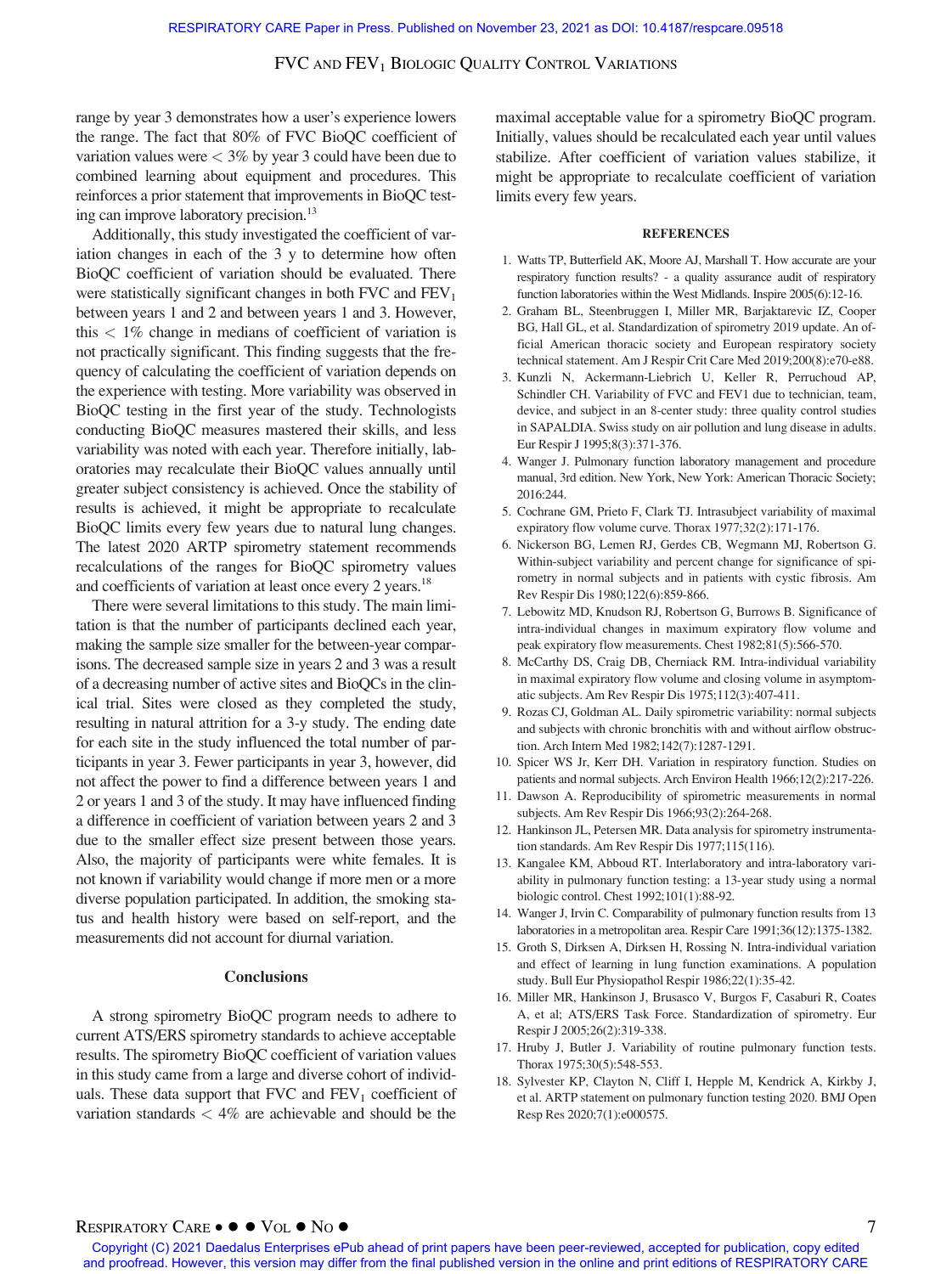range by year 3 demonstrates how a user's experience lowers the range. The fact that 80% of FVC BioQC coefficient of variation values were < 3% by year 3 could have been due to combined learning about equipment and procedures. This reinforces a prior statement that improvements in BioQC testing can improve laboratory precision.[13]

Additionally, this study investigated the coefficient of variation changes in each of the 3 y to determine how often BioQC coefficient of variation should be evaluated. There were statistically significant changes in both FVC and $FEV_1$ between years 1 and 2 and between years 1 and 3. However, this < 1% change in medians of coefficient of variation is not practically significant. This finding suggests that the frequency of calculating the coefficient of variation depends on the experience with testing. More variability was observed in BioQC testing in the first year of the study. Technologists conducting BioQC measures mastered their skills, and less variability was noted with each year. Therefore initially, laboratories may recalculate their BioQC values annually until greater subject consistency is achieved. Once the stability of results is achieved, it might be appropriate to recalculate BioQC limits every few years due to natural lung changes. The latest 2020 ARTP spirometry statement recommends recalculations of the ranges for BioQC spirometry values and coefficients of variation at least once every 2 years.[18]

There were several limitations to this study. The main limitation is that the number of participants declined each year, making the sample size smaller for the between-year comparisons. The decreased sample size in years 2 and 3 was a result of a decreasing number of active sites and BioQCs in the clinical trial. Sites were closed as they completed the study, resulting in natural attrition for a 3-y study. The ending date for each site in the study influenced the total number of participants in year 3. Fewer participants in year 3, however, did not affect the power to find a difference between years 1 and 2 or years 1 and 3 of the study. It may have influenced finding a difference in coefficient of variation between years 2 and 3 due to the smaller effect size present between those years. Also, the majority of participants were white females. It is not known if variability would change if more men or a more diverse population participated. In addition, the smoking status and health history were based on self-report, and the measurements did not account for diurnal variation.

## Conclusions

A strong spirometry BioQC program needs to adhere to current ATS/ERS spirometry standards to achieve acceptable results. The spirometry BioQC coefficient of variation values in this study came from a large and diverse cohort of individuals. These data support that FVC and $FEV_1$ coefficient of variation standards < 4% are achievable and should be the maximal acceptable value for a spirometry BioQC program. Initially, values should be recalculated each year until values stabilize. After coefficient of variation values stabilize, it might be appropriate to recalculate coefficient of variation limits every few years.

## REFERENCES

1. Watts TP, Butterfield AK, Moore AJ, Marshall T. How accurate are your respiratory function results? - a quality assurance audit of respiratory function laboratories within the West Midlands. Inspire 2005(6):12-16.
2. Graham BL, Steenbruggen I, Miller MR, Barjaktarevic IZ, Cooper BG, Hall GL, et al. Standardization of spirometry 2019 update. An official American thoracic society and European respiratory society technical statement. Am J Respir Crit Care Med 2019;200(8):e70-e88.
3. Kunzli N, Ackermann-Liebrich U, Keller R, Perruchoud AP, Schindler CH. Variability of FVC and FEV1 due to technician, team, device, and subject in an 8-center study: three quality control studies in SAPALDIA. Swiss study on air pollution and lung disease in adults. Eur Respir J 1995;8(3):371-376.
4. Wanger J. Pulmonary function laboratory management and procedure manual, 3rd edition. New York, New York: American Thoracic Society; 2016:244.
5. Cochrane GM, Prieto F, Clark TJ. Intrasubject variability of maximal expiratory flow volume curve. Thorax 1977;32(2):171-176.
6. Nickerson BG, Lemen RJ, Gerdes CB, Wegmann MJ, Robertson G. Within-subject variability and percent change for significance of spirometry in normal subjects and in patients with cystic fibrosis. Am Rev Respir Dis 1980;122(6):859-866.
7. Lebowitz MD, Knudson RJ, Robertson G, Burrows B. Significance of intra-individual changes in maximum expiratory flow volume and peak expiratory flow measurements. Chest 1982;81(5):566-570.
8. McCarthy DS, Craig DB, Cherniack RM. Intra-individual variability in maximal expiratory flow volume and closing volume in asymptomatic subjects. Am Rev Respir Dis 1975;112(3):407-411.
9. Rozas CJ, Goldman AL. Daily spirometric variability: normal subjects and subjects with chronic bronchitis with and without airflow obstruction. Arch Intern Med 1982;142(7):1287-1291.
10. Spicer WS Jr, Kerr DH. Variation in respiratory function. Studies on patients and normal subjects. Arch Environ Health 1966;12(2):217-226.
11. Dawson A. Reproducibility of spirometric measurements in normal subjects. Am Rev Respir Dis 1966;93(2):264-268.
12. Hankinson JL, Petersen MR. Data analysis for spirometry instrumentation standards. Am Rev Respir Dis 1977;115(116).
13. Kangalee KM, Abboud RT. Interlaboratory and intra-laboratory variability in pulmonary function testing: a 13-year study using a normal biologic control. Chest 1992;101(1):88-92.
14. Wanger J, Irvin C. Comparability of pulmonary function results from 13 laboratories in a metropolitan area. Respir Care 1991;36(12):1375-1382.
15. Groth S, Dirksen A, Dirksen H, Rossing N. Intra-individual variation and effect of learning in lung function examinations. A population study. Bull Eur Physiopathol Respir 1986;22(1):35-42.
16. Miller MR, Hankinson J, Brusasco V, Burgos F, Casaburi R, Coates A, et al; ATS/ERS Task Force. Standardization of spirometry. Eur Respir J 2005;26(2):319-338.
17. Hruby J, Butler J. Variability of routine pulmonary function tests. Thorax 1975;30(5):548-553.
18. Sylvester KP, Clayton N, Cliff I, Hepple M, Kendrick A, Kirkby J, et al. ARTP statement on pulmonary function testing 2020. BMJ Open Resp Res 2020;7(1):e000575.